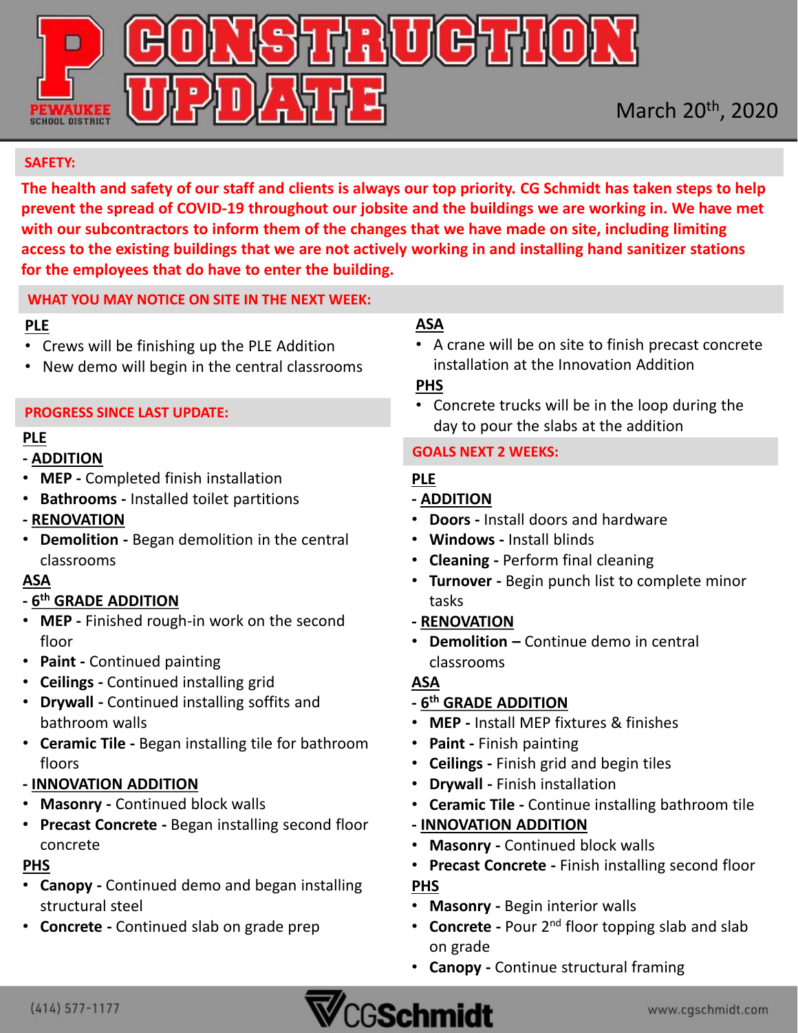# CONSTRUCTION UPDATE

PEWAUKEE SCHOOL DISTRICT

March 20th, 2020

## SAFETY:

**The health and safety of our staff and clients is always our top priority. CG Schmidt has taken steps to help prevent the spread of COVID-19 throughout our jobsite and the buildings we are working in. We have met with our subcontractors to inform them of the changes that we have made on site, including limiting access to the existing buildings that we are not actively working in and installing hand sanitizer stations for the employees that do have to enter the building.**

## WHAT YOU MAY NOTICE ON SITE IN THE NEXT WEEK:

**PLE**

- Crews will be finishing up the PLE Addition
- New demo will begin in the central classrooms

**ASA**

- A crane will be on site to finish precast concrete installation at the Innovation Addition

**PHS**

- Concrete trucks will be in the loop during the day to pour the slabs at the addition

## PROGRESS SINCE LAST UPDATE:

**PLE**

**- ADDITION**

- **MEP -** Completed finish installation
- **Bathrooms -** Installed toilet partitions

**- RENOVATION**

- **Demolition -** Began demolition in the central classrooms

**ASA**

**- 6th GRADE ADDITION**

- **MEP -** Finished rough-in work on the second floor
- **Paint -** Continued painting
- **Ceilings -** Continued installing grid
- **Drywall -** Continued installing soffits and bathroom walls
- **Ceramic Tile -** Began installing tile for bathroom floors

**- INNOVATION ADDITION**

- **Masonry -** Continued block walls
- **Precast Concrete -** Began installing second floor concrete

**PHS**

- **Canopy -** Continued demo and began installing structural steel
- **Concrete -** Continued slab on grade prep

## GOALS NEXT 2 WEEKS:

**PLE**

**- ADDITION**

- **Doors -** Install doors and hardware
- **Windows -** Install blinds
- **Cleaning -** Perform final cleaning
- **Turnover -** Begin punch list to complete minor tasks

**- RENOVATION**

- **Demolition –** Continue demo in central classrooms

**ASA**

**- 6th GRADE ADDITION**

- **MEP -** Install MEP fixtures & finishes
- **Paint -** Finish painting
- **Ceilings -** Finish grid and begin tiles
- **Drywall -** Finish installation
- **Ceramic Tile -** Continue installing bathroom tile

**- INNOVATION ADDITION**

- **Masonry -** Continued block walls
- **Precast Concrete -** Finish installing second floor

**PHS**

- **Masonry -** Begin interior walls
- **Concrete -** Pour 2nd floor topping slab and slab on grade
- **Canopy -** Continue structural framing

(414) 577-1177 | CGSchmidt | www.cgschmidt.com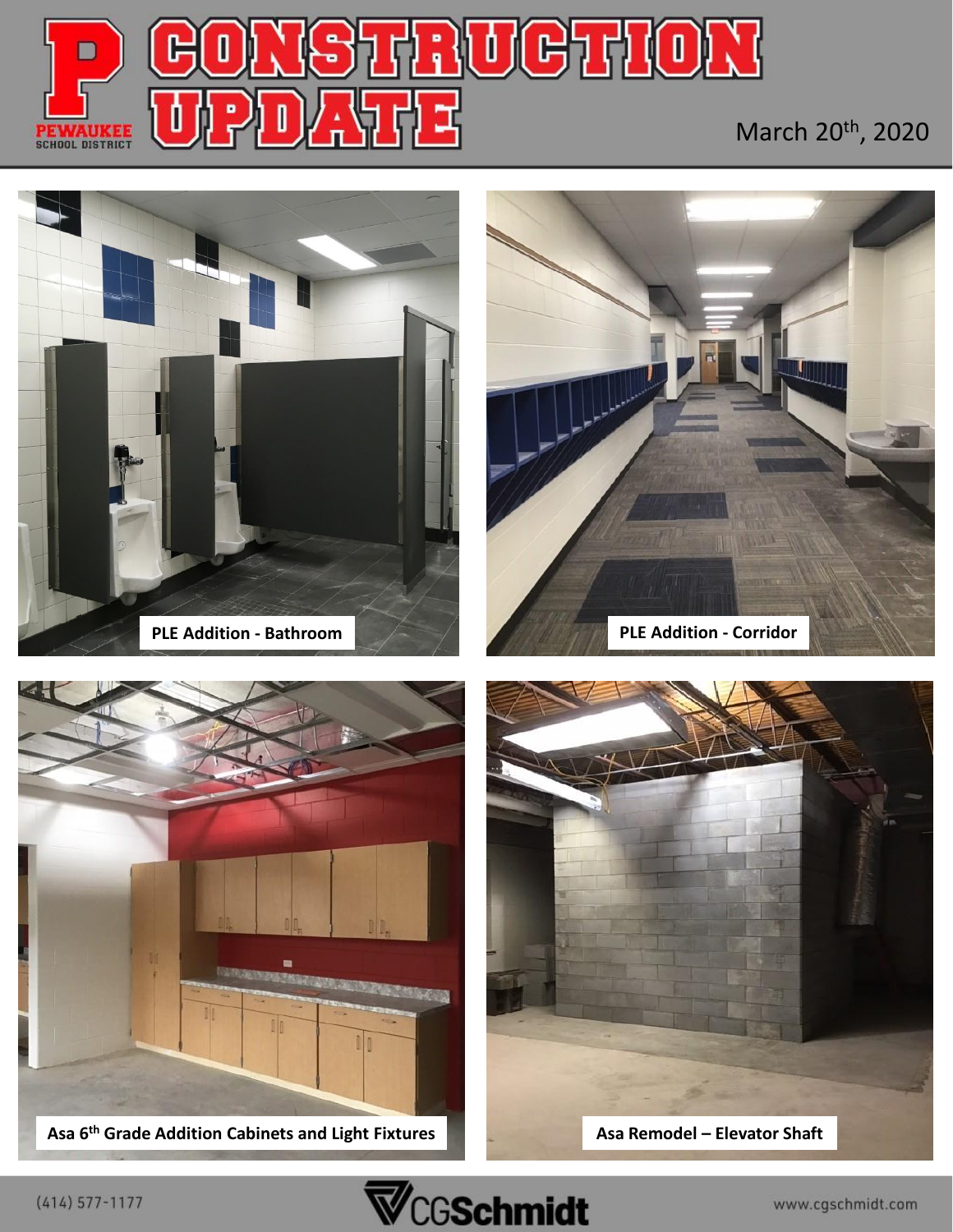# CONSTRUCTION UPDATE

March 20th, 2020

PLE Addition - Bathroom

PLE Addition - Corridor

Asa 6th Grade Addition Cabinets and Light Fixtures

Asa Remodel – Elevator Shaft

(414) 577-1177

www.cgschmidt.com